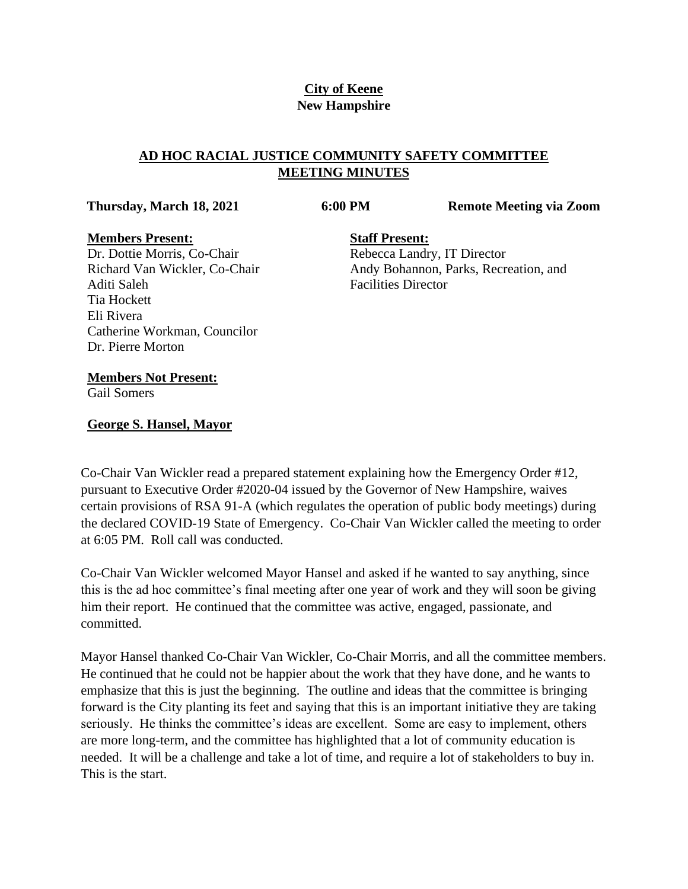# City of Keene
**New Hampshire**

## AD HOC RACIAL JUSTICE COMMUNITY SAFETY COMMITTEE MEETING MINUTES

**Thursday, March 18, 2021** **6:00 PM** **Remote Meeting via Zoom**

**Members Present:**
Dr. Dottie Morris, Co-Chair
Richard Van Wickler, Co-Chair
Aditi Saleh
Tia Hockett
Eli Rivera
Catherine Workman, Councilor
Dr. Pierre Morton

**Staff Present:**
Rebecca Landry, IT Director
Andy Bohannon, Parks, Recreation, and Facilities Director

**Members Not Present:**
Gail Somers

**George S. Hansel, Mayor**

Co-Chair Van Wickler read a prepared statement explaining how the Emergency Order #12, pursuant to Executive Order #2020-04 issued by the Governor of New Hampshire, waives certain provisions of RSA 91-A (which regulates the operation of public body meetings) during the declared COVID-19 State of Emergency. Co-Chair Van Wickler called the meeting to order at 6:05 PM. Roll call was conducted.

Co-Chair Van Wickler welcomed Mayor Hansel and asked if he wanted to say anything, since this is the ad hoc committee's final meeting after one year of work and they will soon be giving him their report. He continued that the committee was active, engaged, passionate, and committed.

Mayor Hansel thanked Co-Chair Van Wickler, Co-Chair Morris, and all the committee members. He continued that he could not be happier about the work that they have done, and he wants to emphasize that this is just the beginning. The outline and ideas that the committee is bringing forward is the City planting its feet and saying that this is an important initiative they are taking seriously. He thinks the committee's ideas are excellent. Some are easy to implement, others are more long-term, and the committee has highlighted that a lot of community education is needed. It will be a challenge and take a lot of time, and require a lot of stakeholders to buy in. This is the start.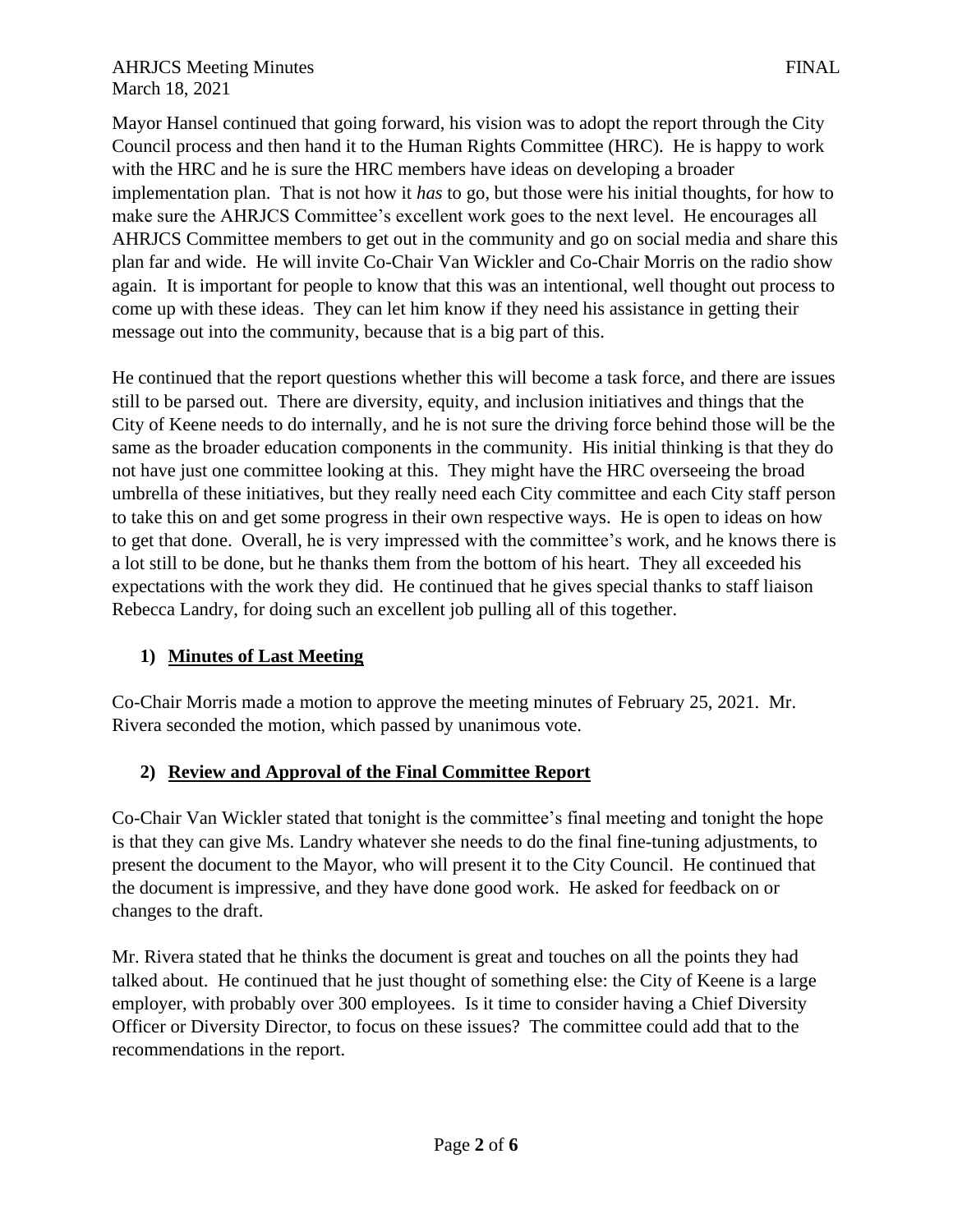Mayor Hansel continued that going forward, his vision was to adopt the report through the City Council process and then hand it to the Human Rights Committee (HRC). He is happy to work with the HRC and he is sure the HRC members have ideas on developing a broader implementation plan. That is not how it *has* to go, but those were his initial thoughts, for how to make sure the AHRJCS Committee's excellent work goes to the next level. He encourages all AHRJCS Committee members to get out in the community and go on social media and share this plan far and wide. He will invite Co-Chair Van Wickler and Co-Chair Morris on the radio show again. It is important for people to know that this was an intentional, well thought out process to come up with these ideas. They can let him know if they need his assistance in getting their message out into the community, because that is a big part of this.

He continued that the report questions whether this will become a task force, and there are issues still to be parsed out. There are diversity, equity, and inclusion initiatives and things that the City of Keene needs to do internally, and he is not sure the driving force behind those will be the same as the broader education components in the community. His initial thinking is that they do not have just one committee looking at this. They might have the HRC overseeing the broad umbrella of these initiatives, but they really need each City committee and each City staff person to take this on and get some progress in their own respective ways. He is open to ideas on how to get that done. Overall, he is very impressed with the committee's work, and he knows there is a lot still to be done, but he thanks them from the bottom of his heart. They all exceeded his expectations with the work they did. He continued that he gives special thanks to staff liaison Rebecca Landry, for doing such an excellent job pulling all of this together.

## 1) Minutes of Last Meeting

Co-Chair Morris made a motion to approve the meeting minutes of February 25, 2021. Mr. Rivera seconded the motion, which passed by unanimous vote.

## 2) Review and Approval of the Final Committee Report

Co-Chair Van Wickler stated that tonight is the committee's final meeting and tonight the hope is that they can give Ms. Landry whatever she needs to do the final fine-tuning adjustments, to present the document to the Mayor, who will present it to the City Council. He continued that the document is impressive, and they have done good work. He asked for feedback on or changes to the draft.

Mr. Rivera stated that he thinks the document is great and touches on all the points they had talked about. He continued that he just thought of something else: the City of Keene is a large employer, with probably over 300 employees. Is it time to consider having a Chief Diversity Officer or Diversity Director, to focus on these issues? The committee could add that to the recommendations in the report.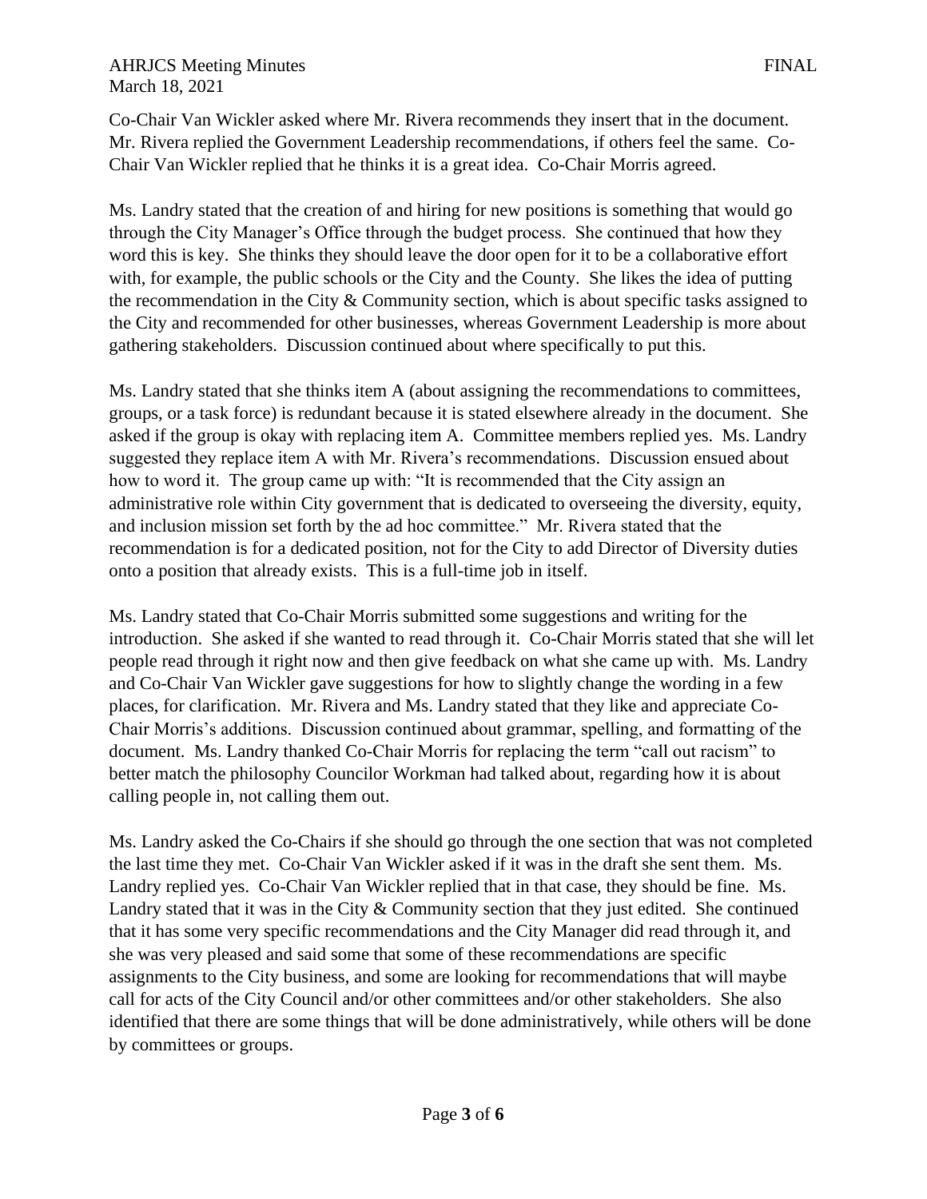Co-Chair Van Wickler asked where Mr. Rivera recommends they insert that in the document. Mr. Rivera replied the Government Leadership recommendations, if others feel the same. Co-Chair Van Wickler replied that he thinks it is a great idea. Co-Chair Morris agreed.

Ms. Landry stated that the creation of and hiring for new positions is something that would go through the City Manager's Office through the budget process. She continued that how they word this is key. She thinks they should leave the door open for it to be a collaborative effort with, for example, the public schools or the City and the County. She likes the idea of putting the recommendation in the City & Community section, which is about specific tasks assigned to the City and recommended for other businesses, whereas Government Leadership is more about gathering stakeholders. Discussion continued about where specifically to put this.

Ms. Landry stated that she thinks item A (about assigning the recommendations to committees, groups, or a task force) is redundant because it is stated elsewhere already in the document. She asked if the group is okay with replacing item A. Committee members replied yes. Ms. Landry suggested they replace item A with Mr. Rivera's recommendations. Discussion ensued about how to word it. The group came up with: "It is recommended that the City assign an administrative role within City government that is dedicated to overseeing the diversity, equity, and inclusion mission set forth by the ad hoc committee." Mr. Rivera stated that the recommendation is for a dedicated position, not for the City to add Director of Diversity duties onto a position that already exists. This is a full-time job in itself.

Ms. Landry stated that Co-Chair Morris submitted some suggestions and writing for the introduction. She asked if she wanted to read through it. Co-Chair Morris stated that she will let people read through it right now and then give feedback on what she came up with. Ms. Landry and Co-Chair Van Wickler gave suggestions for how to slightly change the wording in a few places, for clarification. Mr. Rivera and Ms. Landry stated that they like and appreciate Co-Chair Morris's additions. Discussion continued about grammar, spelling, and formatting of the document. Ms. Landry thanked Co-Chair Morris for replacing the term "call out racism" to better match the philosophy Councilor Workman had talked about, regarding how it is about calling people in, not calling them out.

Ms. Landry asked the Co-Chairs if she should go through the one section that was not completed the last time they met. Co-Chair Van Wickler asked if it was in the draft she sent them. Ms. Landry replied yes. Co-Chair Van Wickler replied that in that case, they should be fine. Ms. Landry stated that it was in the City & Community section that they just edited. She continued that it has some very specific recommendations and the City Manager did read through it, and she was very pleased and said some that some of these recommendations are specific assignments to the City business, and some are looking for recommendations that will maybe call for acts of the City Council and/or other committees and/or other stakeholders. She also identified that there are some things that will be done administratively, while others will be done by committees or groups.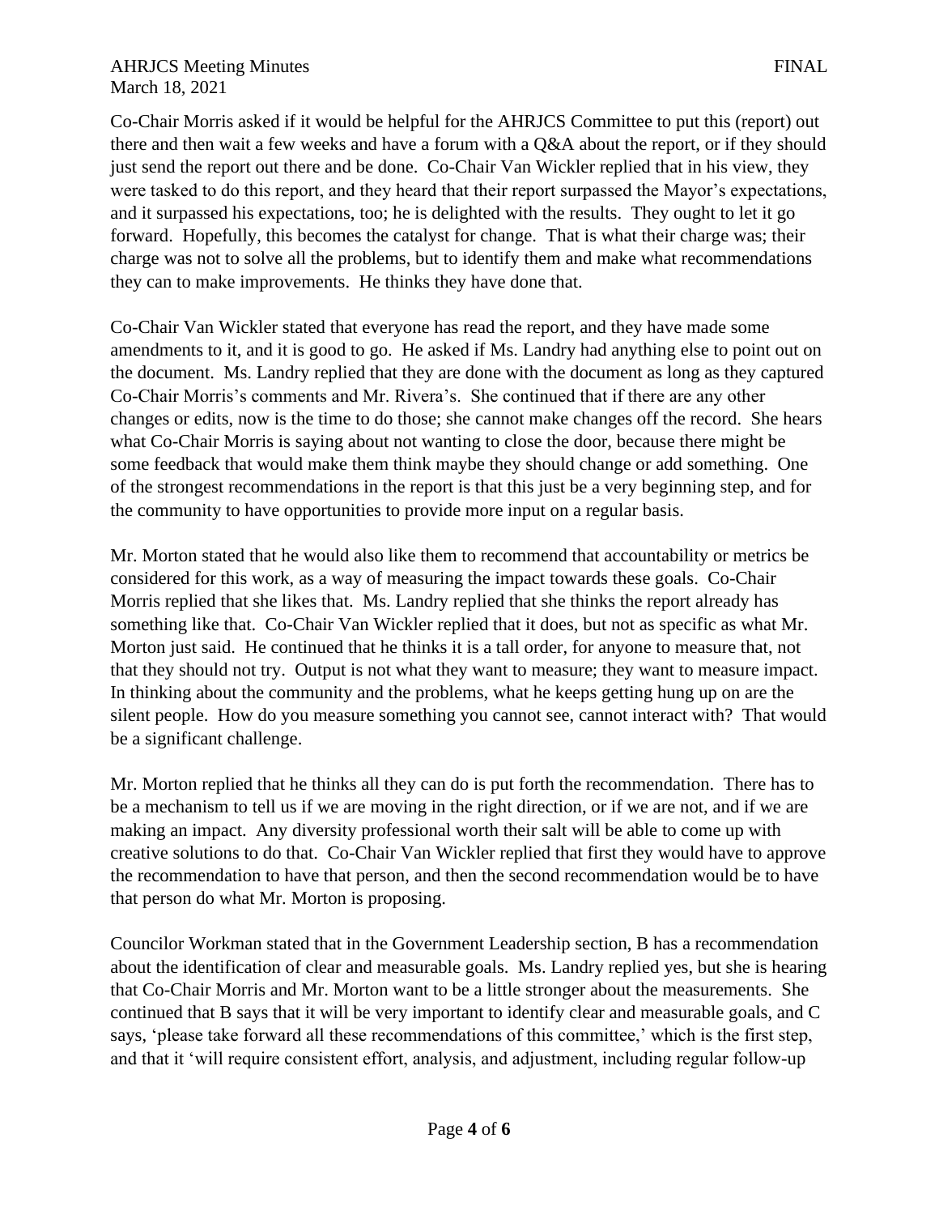Co-Chair Morris asked if it would be helpful for the AHRJCS Committee to put this (report) out there and then wait a few weeks and have a forum with a Q&A about the report, or if they should just send the report out there and be done. Co-Chair Van Wickler replied that in his view, they were tasked to do this report, and they heard that their report surpassed the Mayor's expectations, and it surpassed his expectations, too; he is delighted with the results. They ought to let it go forward. Hopefully, this becomes the catalyst for change. That is what their charge was; their charge was not to solve all the problems, but to identify them and make what recommendations they can to make improvements. He thinks they have done that.

Co-Chair Van Wickler stated that everyone has read the report, and they have made some amendments to it, and it is good to go. He asked if Ms. Landry had anything else to point out on the document. Ms. Landry replied that they are done with the document as long as they captured Co-Chair Morris's comments and Mr. Rivera's. She continued that if there are any other changes or edits, now is the time to do those; she cannot make changes off the record. She hears what Co-Chair Morris is saying about not wanting to close the door, because there might be some feedback that would make them think maybe they should change or add something. One of the strongest recommendations in the report is that this just be a very beginning step, and for the community to have opportunities to provide more input on a regular basis.

Mr. Morton stated that he would also like them to recommend that accountability or metrics be considered for this work, as a way of measuring the impact towards these goals. Co-Chair Morris replied that she likes that. Ms. Landry replied that she thinks the report already has something like that. Co-Chair Van Wickler replied that it does, but not as specific as what Mr. Morton just said. He continued that he thinks it is a tall order, for anyone to measure that, not that they should not try. Output is not what they want to measure; they want to measure impact. In thinking about the community and the problems, what he keeps getting hung up on are the silent people. How do you measure something you cannot see, cannot interact with? That would be a significant challenge.

Mr. Morton replied that he thinks all they can do is put forth the recommendation. There has to be a mechanism to tell us if we are moving in the right direction, or if we are not, and if we are making an impact. Any diversity professional worth their salt will be able to come up with creative solutions to do that. Co-Chair Van Wickler replied that first they would have to approve the recommendation to have that person, and then the second recommendation would be to have that person do what Mr. Morton is proposing.

Councilor Workman stated that in the Government Leadership section, B has a recommendation about the identification of clear and measurable goals. Ms. Landry replied yes, but she is hearing that Co-Chair Morris and Mr. Morton want to be a little stronger about the measurements. She continued that B says that it will be very important to identify clear and measurable goals, and C says, 'please take forward all these recommendations of this committee,' which is the first step, and that it 'will require consistent effort, analysis, and adjustment, including regular follow-up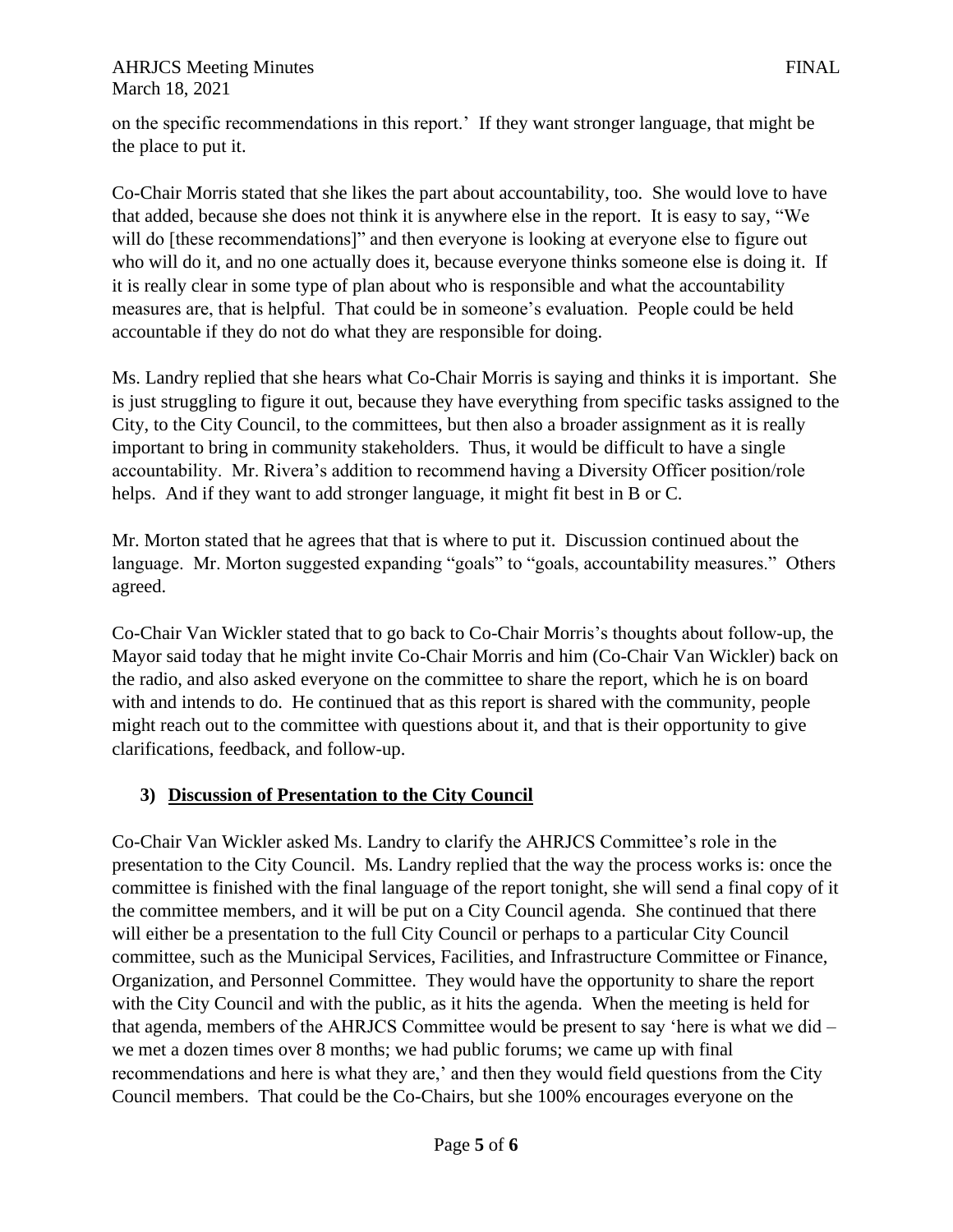on the specific recommendations in this report.' If they want stronger language, that might be the place to put it.

Co-Chair Morris stated that she likes the part about accountability, too. She would love to have that added, because she does not think it is anywhere else in the report. It is easy to say, "We will do [these recommendations]" and then everyone is looking at everyone else to figure out who will do it, and no one actually does it, because everyone thinks someone else is doing it. If it is really clear in some type of plan about who is responsible and what the accountability measures are, that is helpful. That could be in someone's evaluation. People could be held accountable if they do not do what they are responsible for doing.

Ms. Landry replied that she hears what Co-Chair Morris is saying and thinks it is important. She is just struggling to figure it out, because they have everything from specific tasks assigned to the City, to the City Council, to the committees, but then also a broader assignment as it is really important to bring in community stakeholders. Thus, it would be difficult to have a single accountability. Mr. Rivera's addition to recommend having a Diversity Officer position/role helps. And if they want to add stronger language, it might fit best in B or C.

Mr. Morton stated that he agrees that that is where to put it. Discussion continued about the language. Mr. Morton suggested expanding "goals" to "goals, accountability measures." Others agreed.

Co-Chair Van Wickler stated that to go back to Co-Chair Morris's thoughts about follow-up, the Mayor said today that he might invite Co-Chair Morris and him (Co-Chair Van Wickler) back on the radio, and also asked everyone on the committee to share the report, which he is on board with and intends to do. He continued that as this report is shared with the community, people might reach out to the committee with questions about it, and that is their opportunity to give clarifications, feedback, and follow-up.

### 3) **Discussion of Presentation to the City Council**

Co-Chair Van Wickler asked Ms. Landry to clarify the AHRJCS Committee's role in the presentation to the City Council. Ms. Landry replied that the way the process works is: once the committee is finished with the final language of the report tonight, she will send a final copy of it the committee members, and it will be put on a City Council agenda. She continued that there will either be a presentation to the full City Council or perhaps to a particular City Council committee, such as the Municipal Services, Facilities, and Infrastructure Committee or Finance, Organization, and Personnel Committee. They would have the opportunity to share the report with the City Council and with the public, as it hits the agenda. When the meeting is held for that agenda, members of the AHRJCS Committee would be present to say 'here is what we did – we met a dozen times over 8 months; we had public forums; we came up with final recommendations and here is what they are,' and then they would field questions from the City Council members. That could be the Co-Chairs, but she 100% encourages everyone on the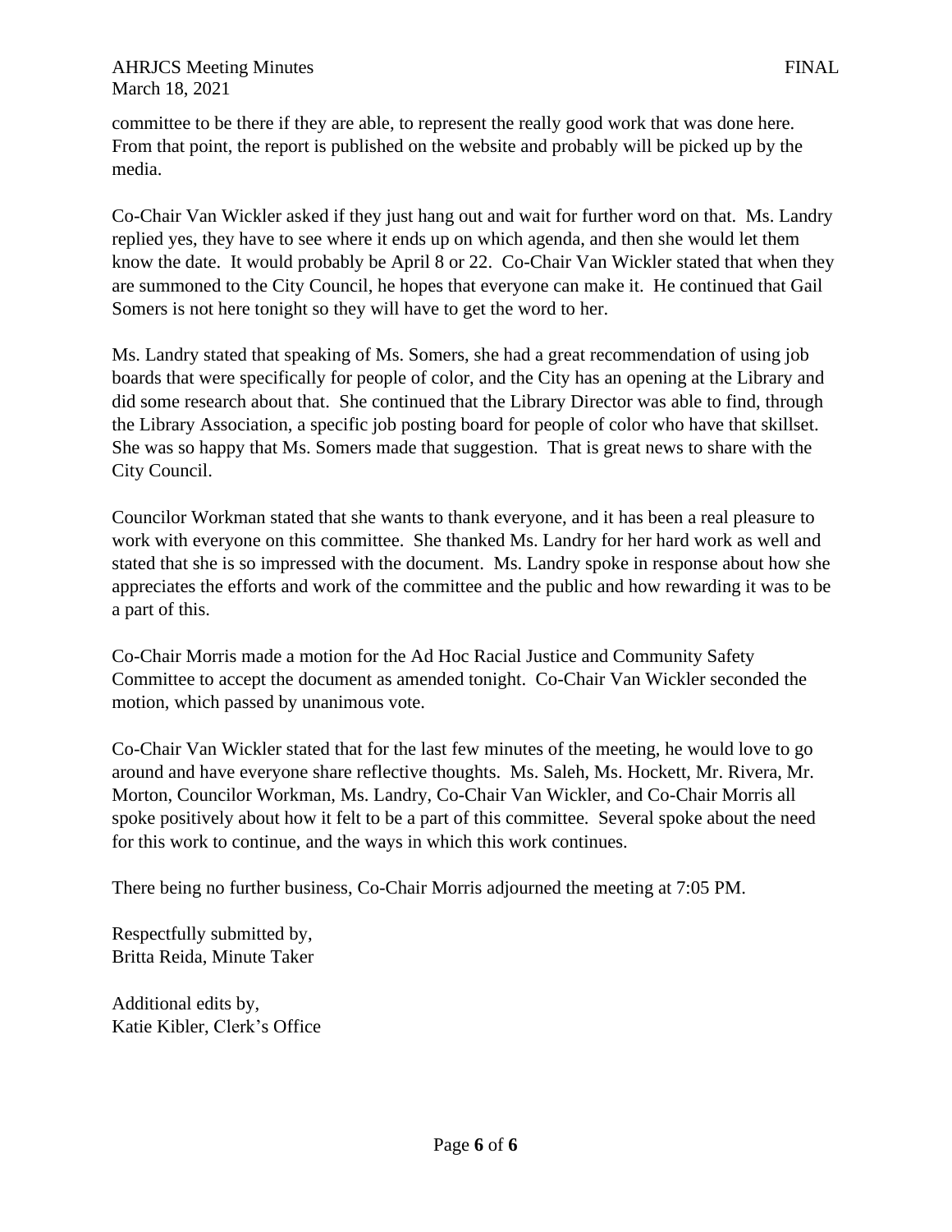committee to be there if they are able, to represent the really good work that was done here. From that point, the report is published on the website and probably will be picked up by the media.

Co-Chair Van Wickler asked if they just hang out and wait for further word on that. Ms. Landry replied yes, they have to see where it ends up on which agenda, and then she would let them know the date. It would probably be April 8 or 22. Co-Chair Van Wickler stated that when they are summoned to the City Council, he hopes that everyone can make it. He continued that Gail Somers is not here tonight so they will have to get the word to her.

Ms. Landry stated that speaking of Ms. Somers, she had a great recommendation of using job boards that were specifically for people of color, and the City has an opening at the Library and did some research about that. She continued that the Library Director was able to find, through the Library Association, a specific job posting board for people of color who have that skillset. She was so happy that Ms. Somers made that suggestion. That is great news to share with the City Council.

Councilor Workman stated that she wants to thank everyone, and it has been a real pleasure to work with everyone on this committee. She thanked Ms. Landry for her hard work as well and stated that she is so impressed with the document. Ms. Landry spoke in response about how she appreciates the efforts and work of the committee and the public and how rewarding it was to be a part of this.

Co-Chair Morris made a motion for the Ad Hoc Racial Justice and Community Safety Committee to accept the document as amended tonight. Co-Chair Van Wickler seconded the motion, which passed by unanimous vote.

Co-Chair Van Wickler stated that for the last few minutes of the meeting, he would love to go around and have everyone share reflective thoughts. Ms. Saleh, Ms. Hockett, Mr. Rivera, Mr. Morton, Councilor Workman, Ms. Landry, Co-Chair Van Wickler, and Co-Chair Morris all spoke positively about how it felt to be a part of this committee. Several spoke about the need for this work to continue, and the ways in which this work continues.

There being no further business, Co-Chair Morris adjourned the meeting at 7:05 PM.

Respectfully submitted by,
Britta Reida, Minute Taker

Additional edits by,
Katie Kibler, Clerk's Office